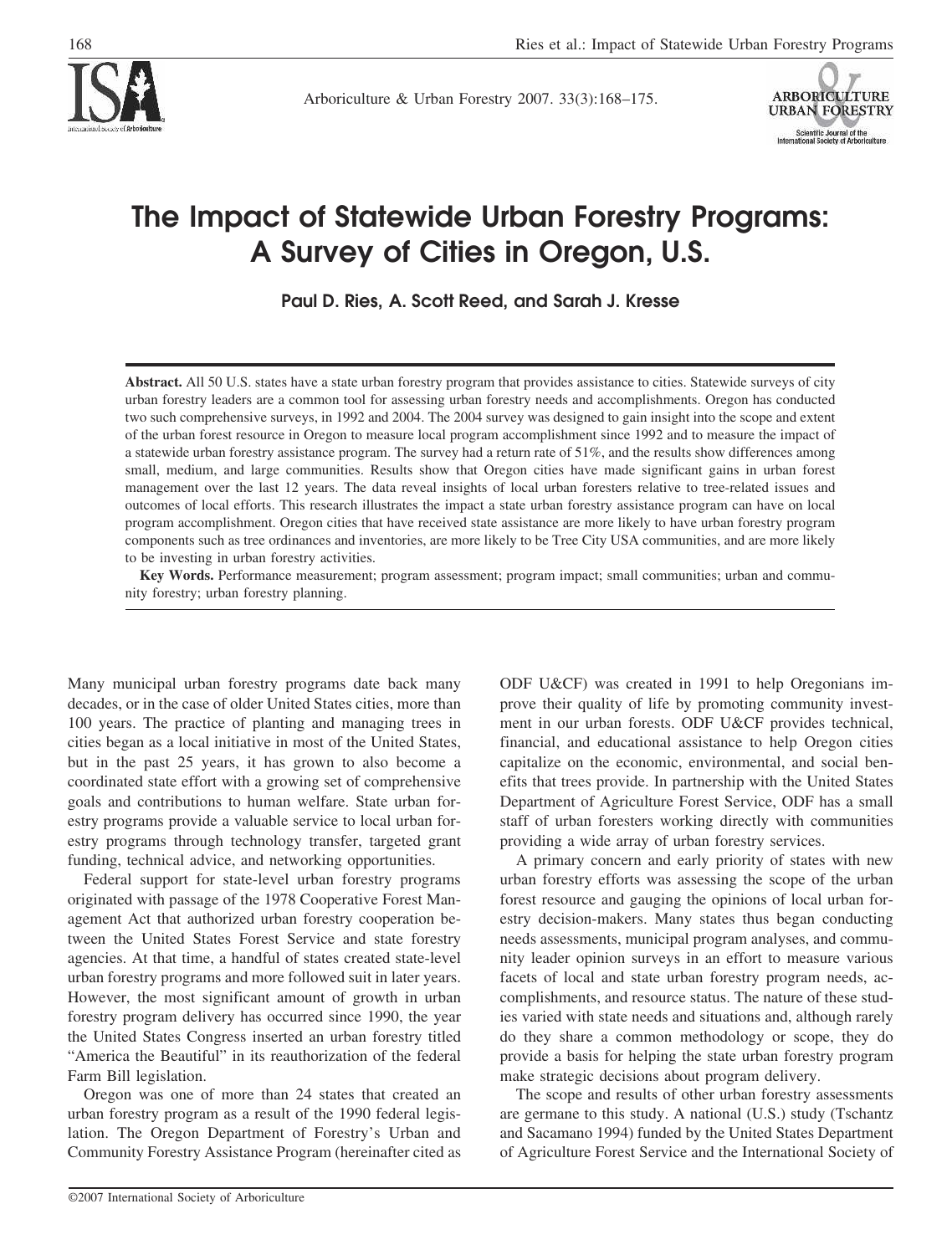# The Impact of Statewide Urban Forestry Programs: A Survey of Cities in Oregon, U.S.

**Paul D. Ries, A. Scott Reed, and Sarah J. Kresse**

**Abstract.** All 50 U.S. states have a state urban forestry program that provides assistance to cities. Statewide surveys of city urban forestry leaders are a common tool for assessing urban forestry needs and accomplishments. Oregon has conducted two such comprehensive surveys, in 1992 and 2004. The 2004 survey was designed to gain insight into the scope and extent of the urban forest resource in Oregon to measure local program accomplishment since 1992 and to measure the impact of a statewide urban forestry assistance program. The survey had a return rate of 51%, and the results show differences among small, medium, and large communities. Results show that Oregon cities have made significant gains in urban forest management over the last 12 years. The data reveal insights of local urban foresters relative to tree-related issues and outcomes of local efforts. This research illustrates the impact a state urban forestry assistance program can have on local program accomplishment. Oregon cities that have received state assistance are more likely to have urban forestry program components such as tree ordinances and inventories, are more likely to be Tree City USA communities, and are more likely to be investing in urban forestry activities.

**Key Words.** Performance measurement; program assessment; program impact; small communities; urban and community forestry; urban forestry planning.

Many municipal urban forestry programs date back many decades, or in the case of older United States cities, more than 100 years. The practice of planting and managing trees in cities began as a local initiative in most of the United States, but in the past 25 years, it has grown to also become a coordinated state effort with a growing set of comprehensive goals and contributions to human welfare. State urban forestry programs provide a valuable service to local urban forestry programs through technology transfer, targeted grant funding, technical advice, and networking opportunities.

Federal support for state-level urban forestry programs originated with passage of the 1978 Cooperative Forest Management Act that authorized urban forestry cooperation between the United States Forest Service and state forestry agencies. At that time, a handful of states created state-level urban forestry programs and more followed suit in later years. However, the most significant amount of growth in urban forestry program delivery has occurred since 1990, the year the United States Congress inserted an urban forestry titled "America the Beautiful" in its reauthorization of the federal Farm Bill legislation.

Oregon was one of more than 24 states that created an urban forestry program as a result of the 1990 federal legislation. The Oregon Department of Forestry's Urban and Community Forestry Assistance Program (hereinafter cited as ODF U&CF) was created in 1991 to help Oregonians improve their quality of life by promoting community investment in our urban forests. ODF U&CF provides technical, financial, and educational assistance to help Oregon cities capitalize on the economic, environmental, and social benefits that trees provide. In partnership with the United States Department of Agriculture Forest Service, ODF has a small staff of urban foresters working directly with communities providing a wide array of urban forestry services.

A primary concern and early priority of states with new urban forestry efforts was assessing the scope of the urban forest resource and gauging the opinions of local urban forestry decision-makers. Many states thus began conducting needs assessments, municipal program analyses, and community leader opinion surveys in an effort to measure various facets of local and state urban forestry program needs, accomplishments, and resource status. The nature of these studies varied with state needs and situations and, although rarely do they share a common methodology or scope, they do provide a basis for helping the state urban forestry program make strategic decisions about program delivery.

The scope and results of other urban forestry assessments are germane to this study. A national (U.S.) study (Tschantz and Sacamano 1994) funded by the United States Department of Agriculture Forest Service and the International Society of

©2007 International Society of Arboriculture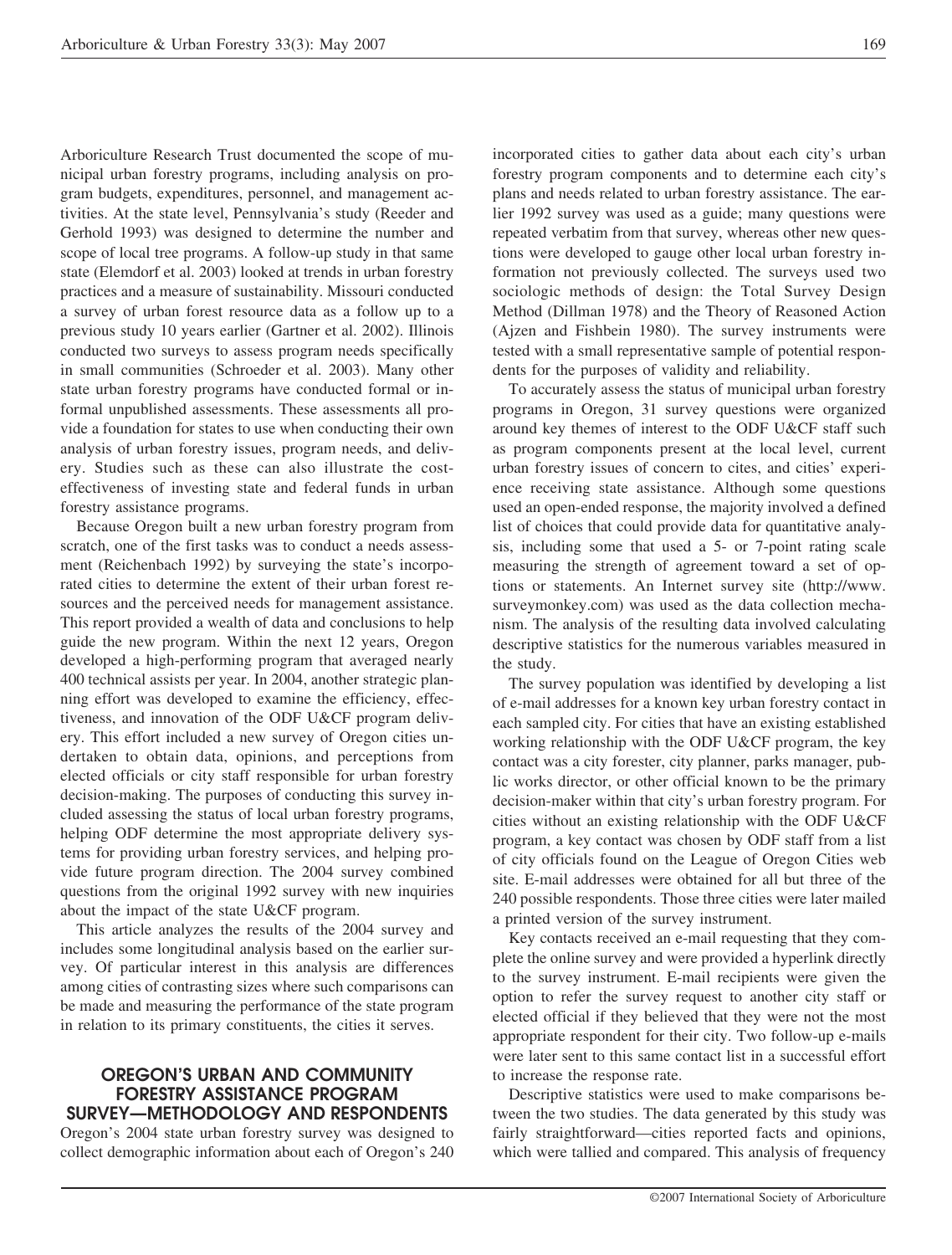Arboriculture Research Trust documented the scope of municipal urban forestry programs, including analysis on program budgets, expenditures, personnel, and management activities. At the state level, Pennsylvania's study (Reeder and Gerhold 1993) was designed to determine the number and scope of local tree programs. A follow-up study in that same state (Elemdorf et al. 2003) looked at trends in urban forestry practices and a measure of sustainability. Missouri conducted a survey of urban forest resource data as a follow up to a previous study 10 years earlier (Gartner et al. 2002). Illinois conducted two surveys to assess program needs specifically in small communities (Schroeder et al. 2003). Many other state urban forestry programs have conducted formal or informal unpublished assessments. These assessments all provide a foundation for states to use when conducting their own analysis of urban forestry issues, program needs, and delivery. Studies such as these can also illustrate the cost-effectiveness of investing state and federal funds in urban forestry assistance programs.

Because Oregon built a new urban forestry program from scratch, one of the first tasks was to conduct a needs assessment (Reichenbach 1992) by surveying the state's incorporated cities to determine the extent of their urban forest resources and the perceived needs for management assistance. This report provided a wealth of data and conclusions to help guide the new program. Within the next 12 years, Oregon developed a high-performing program that averaged nearly 400 technical assists per year. In 2004, another strategic planning effort was developed to examine the efficiency, effectiveness, and innovation of the ODF U&CF program delivery. This effort included a new survey of Oregon cities undertaken to obtain data, opinions, and perceptions from elected officials or city staff responsible for urban forestry decision-making. The purposes of conducting this survey included assessing the status of local urban forestry programs, helping ODF determine the most appropriate delivery systems for providing urban forestry services, and helping provide future program direction. The 2004 survey combined questions from the original 1992 survey with new inquiries about the impact of the state U&CF program.

This article analyzes the results of the 2004 survey and includes some longitudinal analysis based on the earlier survey. Of particular interest in this analysis are differences among cities of contrasting sizes where such comparisons can be made and measuring the performance of the state program in relation to its primary constituents, the cities it serves.

## OREGON'S URBAN AND COMMUNITY FORESTRY ASSISTANCE PROGRAM SURVEY—METHODOLOGY AND RESPONDENTS

Oregon's 2004 state urban forestry survey was designed to collect demographic information about each of Oregon's 240 incorporated cities to gather data about each city's urban forestry program components and to determine each city's plans and needs related to urban forestry assistance. The earlier 1992 survey was used as a guide; many questions were repeated verbatim from that survey, whereas other new questions were developed to gauge other local urban forestry information not previously collected. The surveys used two sociologic methods of design: the Total Survey Design Method (Dillman 1978) and the Theory of Reasoned Action (Ajzen and Fishbein 1980). The survey instruments were tested with a small representative sample of potential respondents for the purposes of validity and reliability.

To accurately assess the status of municipal urban forestry programs in Oregon, 31 survey questions were organized around key themes of interest to the ODF U&CF staff such as program components present at the local level, current urban forestry issues of concern to cites, and cities' experience receiving state assistance. Although some questions used an open-ended response, the majority involved a defined list of choices that could provide data for quantitative analysis, including some that used a 5- or 7-point rating scale measuring the strength of agreement toward a set of options or statements. An Internet survey site (http://www.surveymonkey.com) was used as the data collection mechanism. The analysis of the resulting data involved calculating descriptive statistics for the numerous variables measured in the study.

The survey population was identified by developing a list of e-mail addresses for a known key urban forestry contact in each sampled city. For cities that have an existing established working relationship with the ODF U&CF program, the key contact was a city forester, city planner, parks manager, public works director, or other official known to be the primary decision-maker within that city's urban forestry program. For cities without an existing relationship with the ODF U&CF program, a key contact was chosen by ODF staff from a list of city officials found on the League of Oregon Cities web site. E-mail addresses were obtained for all but three of the 240 possible respondents. Those three cities were later mailed a printed version of the survey instrument.

Key contacts received an e-mail requesting that they complete the online survey and were provided a hyperlink directly to the survey instrument. E-mail recipients were given the option to refer the survey request to another city staff or elected official if they believed that they were not the most appropriate respondent for their city. Two follow-up e-mails were later sent to this same contact list in a successful effort to increase the response rate.

Descriptive statistics were used to make comparisons between the two studies. The data generated by this study was fairly straightforward—cities reported facts and opinions, which were tallied and compared. This analysis of frequency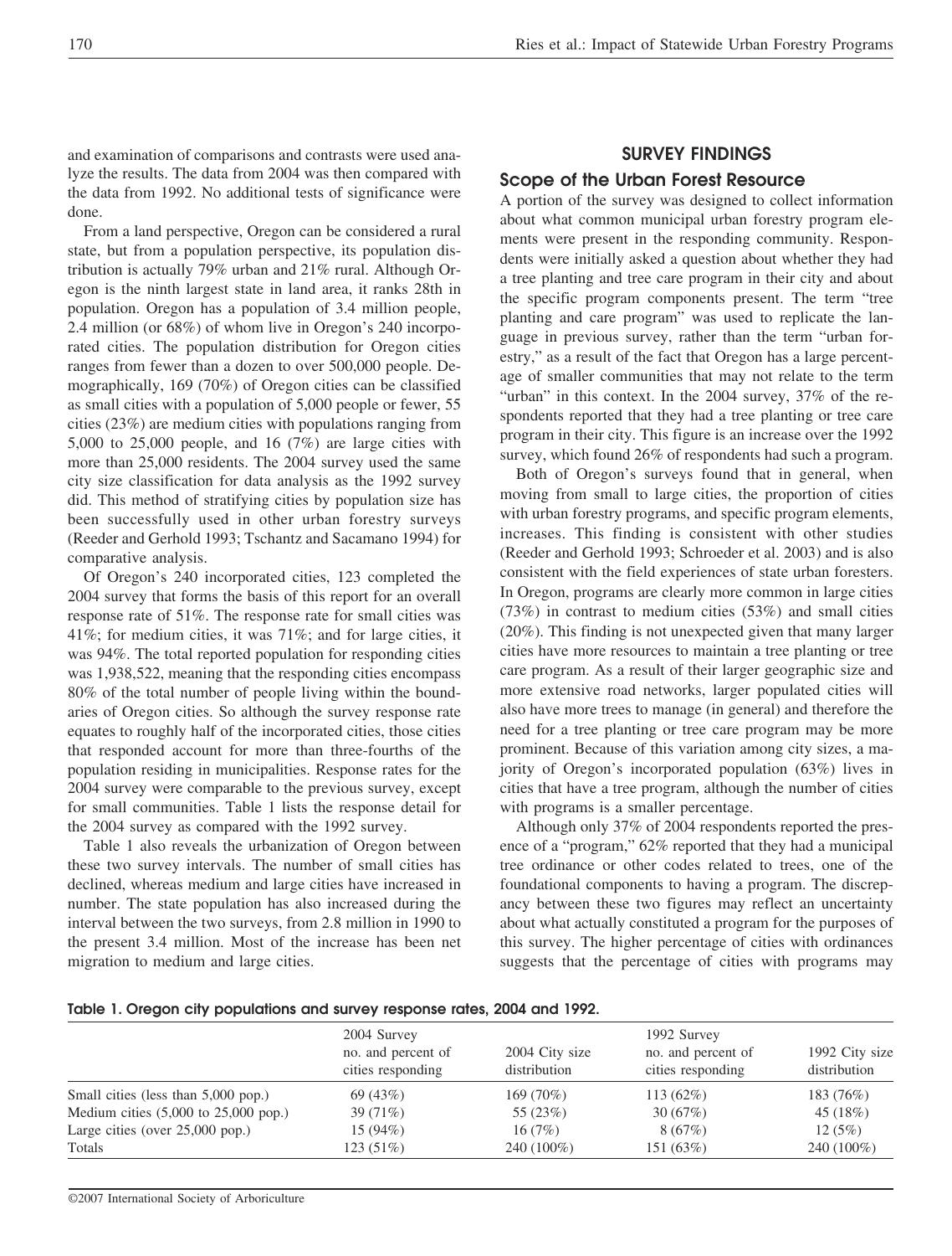and examination of comparisons and contrasts were used analyze the results. The data from 2004 was then compared with the data from 1992. No additional tests of significance were done.

From a land perspective, Oregon can be considered a rural state, but from a population perspective, its population distribution is actually 79% urban and 21% rural. Although Oregon is the ninth largest state in land area, it ranks 28th in population. Oregon has a population of 3.4 million people, 2.4 million (or 68%) of whom live in Oregon's 240 incorporated cities. The population distribution for Oregon cities ranges from fewer than a dozen to over 500,000 people. Demographically, 169 (70%) of Oregon cities can be classified as small cities with a population of 5,000 people or fewer, 55 cities (23%) are medium cities with populations ranging from 5,000 to 25,000 people, and 16 (7%) are large cities with more than 25,000 residents. The 2004 survey used the same city size classification for data analysis as the 1992 survey did. This method of stratifying cities by population size has been successfully used in other urban forestry surveys (Reeder and Gerhold 1993; Tschantz and Sacamano 1994) for comparative analysis.

Of Oregon's 240 incorporated cities, 123 completed the 2004 survey that forms the basis of this report for an overall response rate of 51%. The response rate for small cities was 41%; for medium cities, it was 71%; and for large cities, it was 94%. The total reported population for responding cities was 1,938,522, meaning that the responding cities encompass 80% of the total number of people living within the boundaries of Oregon cities. So although the survey response rate equates to roughly half of the incorporated cities, those cities that responded account for more than three-fourths of the population residing in municipalities. Response rates for the 2004 survey were comparable to the previous survey, except for small communities. Table 1 lists the response detail for the 2004 survey as compared with the 1992 survey.

Table 1 also reveals the urbanization of Oregon between these two survey intervals. The number of small cities has declined, whereas medium and large cities have increased in number. The state population has also increased during the interval between the two surveys, from 2.8 million in 1990 to the present 3.4 million. Most of the increase has been net migration to medium and large cities.

## SURVEY FINDINGS

### Scope of the Urban Forest Resource

A portion of the survey was designed to collect information about what common municipal urban forestry program elements were present in the responding community. Respondents were initially asked a question about whether they had a tree planting and tree care program in their city and about the specific program components present. The term "tree planting and care program" was used to replicate the language in previous survey, rather than the term "urban forestry," as a result of the fact that Oregon has a large percentage of smaller communities that may not relate to the term "urban" in this context. In the 2004 survey, 37% of the respondents reported that they had a tree planting or tree care program in their city. This figure is an increase over the 1992 survey, which found 26% of respondents had such a program.

Both of Oregon's surveys found that in general, when moving from small to large cities, the proportion of cities with urban forestry programs, and specific program elements, increases. This finding is consistent with other studies (Reeder and Gerhold 1993; Schroeder et al. 2003) and is also consistent with the field experiences of state urban foresters. In Oregon, programs are clearly more common in large cities (73%) in contrast to medium cities (53%) and small cities (20%). This finding is not unexpected given that many larger cities have more resources to maintain a tree planting or tree care program. As a result of their larger geographic size and more extensive road networks, larger populated cities will also have more trees to manage (in general) and therefore the need for a tree planting or tree care program may be more prominent. Because of this variation among city sizes, a majority of Oregon's incorporated population (63%) lives in cities that have a tree program, although the number of cities with programs is a smaller percentage.

Although only 37% of 2004 respondents reported the presence of a "program," 62% reported that they had a municipal tree ordinance or other codes related to trees, one of the foundational components to having a program. The discrepancy between these two figures may reflect an uncertainty about what actually constituted a program for the purposes of this survey. The higher percentage of cities with ordinances suggests that the percentage of cities with programs may

**Table 1. Oregon city populations and survey response rates, 2004 and 1992.**

| | 2004 Survey no. and percent of cities responding | 2004 City size distribution | 1992 Survey no. and percent of cities responding | 1992 City size distribution |
|---|---|---|---|---|
| Small cities (less than 5,000 pop.) | 69 (43%) | 169 (70%) | 113 (62%) | 183 (76%) |
| Medium cities (5,000 to 25,000 pop.) | 39 (71%) | 55 (23%) | 30 (67%) | 45 (18%) |
| Large cities (over 25,000 pop.) | 15 (94%) | 16 (7%) | 8 (67%) | 12 (5%) |
| Totals | 123 (51%) | 240 (100%) | 151 (63%) | 240 (100%) |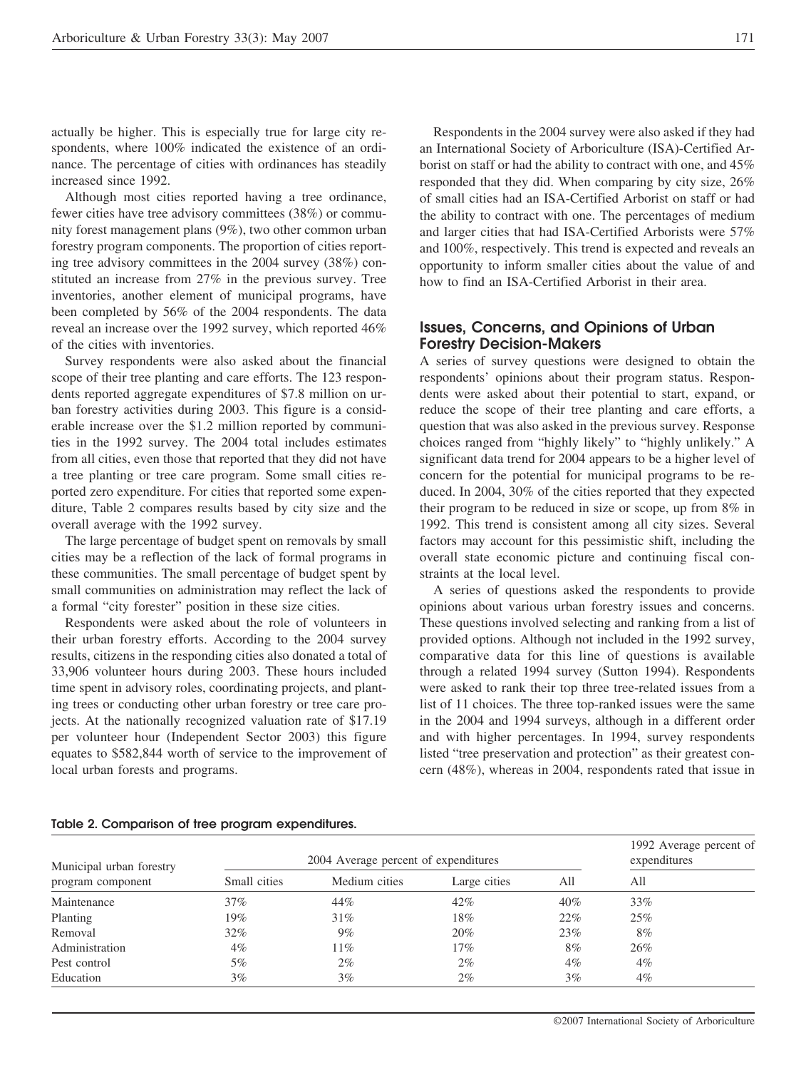actually be higher. This is especially true for large city respondents, where 100% indicated the existence of an ordinance. The percentage of cities with ordinances has steadily increased since 1992.

Although most cities reported having a tree ordinance, fewer cities have tree advisory committees (38%) or community forest management plans (9%), two other common urban forestry program components. The proportion of cities reporting tree advisory committees in the 2004 survey (38%) constituted an increase from 27% in the previous survey. Tree inventories, another element of municipal programs, have been completed by 56% of the 2004 respondents. The data reveal an increase over the 1992 survey, which reported 46% of the cities with inventories.

Survey respondents were also asked about the financial scope of their tree planting and care efforts. The 123 respondents reported aggregate expenditures of $7.8 million on urban forestry activities during 2003. This figure is a considerable increase over the $1.2 million reported by communities in the 1992 survey. The 2004 total includes estimates from all cities, even those that reported that they did not have a tree planting or tree care program. Some small cities reported zero expenditure. For cities that reported some expenditure, Table 2 compares results based by city size and the overall average with the 1992 survey.

The large percentage of budget spent on removals by small cities may be a reflection of the lack of formal programs in these communities. The small percentage of budget spent by small communities on administration may reflect the lack of a formal "city forester" position in these size cities.

Respondents were asked about the role of volunteers in their urban forestry efforts. According to the 2004 survey results, citizens in the responding cities also donated a total of 33,906 volunteer hours during 2003. These hours included time spent in advisory roles, coordinating projects, and planting trees or conducting other urban forestry or tree care projects. At the nationally recognized valuation rate of $17.19 per volunteer hour (Independent Sector 2003) this figure equates to $582,844 worth of service to the improvement of local urban forests and programs.

Respondents in the 2004 survey were also asked if they had an International Society of Arboriculture (ISA)-Certified Arborist on staff or had the ability to contract with one, and 45% responded that they did. When comparing by city size, 26% of small cities had an ISA-Certified Arborist on staff or had the ability to contract with one. The percentages of medium and larger cities that had ISA-Certified Arborists were 57% and 100%, respectively. This trend is expected and reveals an opportunity to inform smaller cities about the value of and how to find an ISA-Certified Arborist in their area.

## Issues, Concerns, and Opinions of Urban Forestry Decision-Makers

A series of survey questions were designed to obtain the respondents' opinions about their program status. Respondents were asked about their potential to start, expand, or reduce the scope of their tree planting and care efforts, a question that was also asked in the previous survey. Response choices ranged from "highly likely" to "highly unlikely." A significant data trend for 2004 appears to be a higher level of concern for the potential for municipal programs to be reduced. In 2004, 30% of the cities reported that they expected their program to be reduced in size or scope, up from 8% in 1992. This trend is consistent among all city sizes. Several factors may account for this pessimistic shift, including the overall state economic picture and continuing fiscal constraints at the local level.

A series of questions asked the respondents to provide opinions about various urban forestry issues and concerns. These questions involved selecting and ranking from a list of provided options. Although not included in the 1992 survey, comparative data for this line of questions is available through a related 1994 survey (Sutton 1994). Respondents were asked to rank their top three tree-related issues from a list of 11 choices. The three top-ranked issues were the same in the 2004 and 1994 surveys, although in a different order and with higher percentages. In 1994, survey respondents listed "tree preservation and protection" as their greatest concern (48%), whereas in 2004, respondents rated that issue in

**Table 2. Comparison of tree program expenditures.**

| Municipal urban forestry program component | 2004 Average percent of expenditures | | | | 1992 Average percent of expenditures |
|---|---|---|---|---|---|
| | Small cities | Medium cities | Large cities | All | All |
| Maintenance | 37% | 44% | 42% | 40% | 33% |
| Planting | 19% | 31% | 18% | 22% | 25% |
| Removal | 32% | 9% | 20% | 23% | 8% |
| Administration | 4% | 11% | 17% | 8% | 26% |
| Pest control | 5% | 2% | 2% | 4% | 4% |
| Education | 3% | 3% | 2% | 3% | 4% |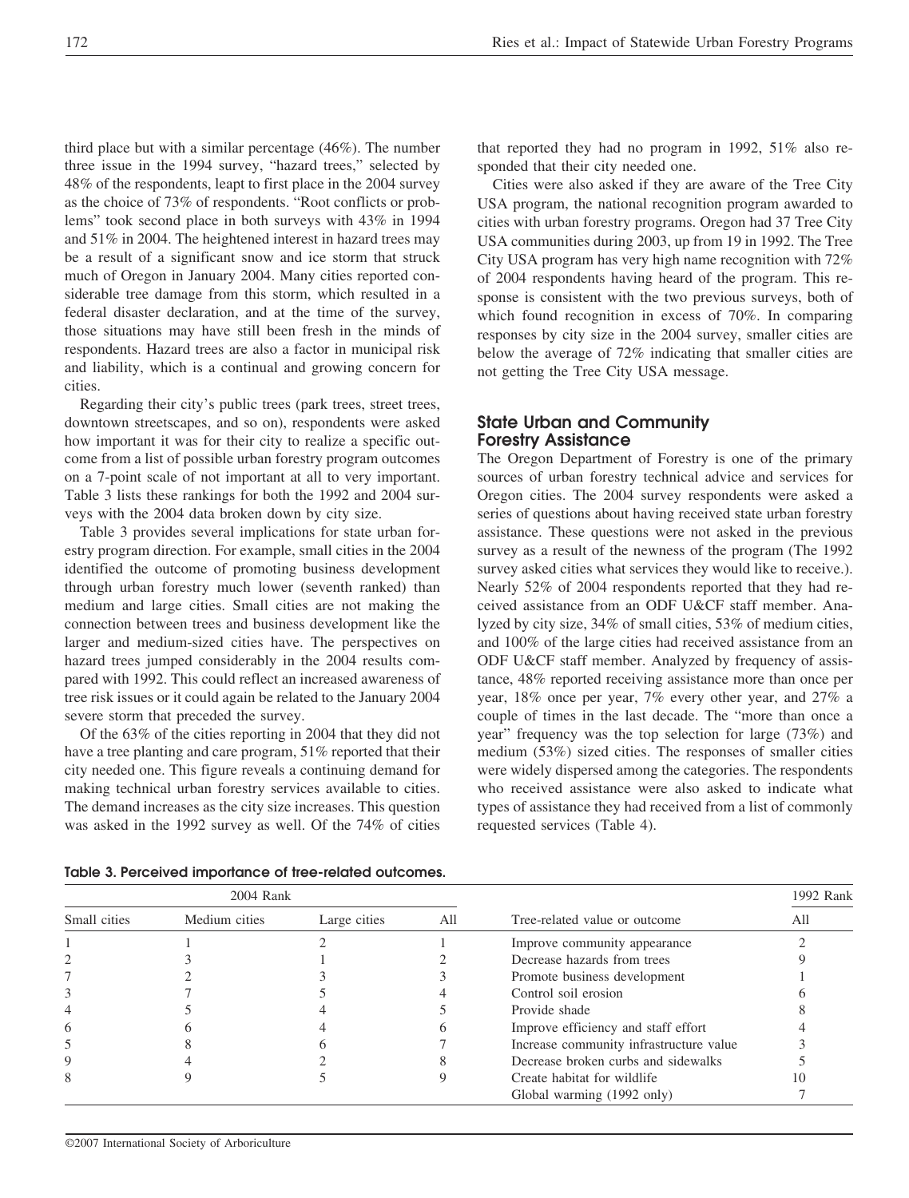third place but with a similar percentage (46%). The number three issue in the 1994 survey, "hazard trees," selected by 48% of the respondents, leapt to first place in the 2004 survey as the choice of 73% of respondents. "Root conflicts or problems" took second place in both surveys with 43% in 1994 and 51% in 2004. The heightened interest in hazard trees may be a result of a significant snow and ice storm that struck much of Oregon in January 2004. Many cities reported considerable tree damage from this storm, which resulted in a federal disaster declaration, and at the time of the survey, those situations may have still been fresh in the minds of respondents. Hazard trees are also a factor in municipal risk and liability, which is a continual and growing concern for cities.

Regarding their city's public trees (park trees, street trees, downtown streetscapes, and so on), respondents were asked how important it was for their city to realize a specific outcome from a list of possible urban forestry program outcomes on a 7-point scale of not important at all to very important. Table 3 lists these rankings for both the 1992 and 2004 surveys with the 2004 data broken down by city size.

Table 3 provides several implications for state urban forestry program direction. For example, small cities in the 2004 identified the outcome of promoting business development through urban forestry much lower (seventh ranked) than medium and large cities. Small cities are not making the connection between trees and business development like the larger and medium-sized cities have. The perspectives on hazard trees jumped considerably in the 2004 results compared with 1992. This could reflect an increased awareness of tree risk issues or it could again be related to the January 2004 severe storm that preceded the survey.

Of the 63% of the cities reporting in 2004 that they did not have a tree planting and care program, 51% reported that their city needed one. This figure reveals a continuing demand for making technical urban forestry services available to cities. The demand increases as the city size increases. This question was asked in the 1992 survey as well. Of the 74% of cities that reported they had no program in 1992, 51% also responded that their city needed one.

Cities were also asked if they are aware of the Tree City USA program, the national recognition program awarded to cities with urban forestry programs. Oregon had 37 Tree City USA communities during 2003, up from 19 in 1992. The Tree City USA program has very high name recognition with 72% of 2004 respondents having heard of the program. This response is consistent with the two previous surveys, both of which found recognition in excess of 70%. In comparing responses by city size in the 2004 survey, smaller cities are below the average of 72% indicating that smaller cities are not getting the Tree City USA message.

## State Urban and Community Forestry Assistance

The Oregon Department of Forestry is one of the primary sources of urban forestry technical advice and services for Oregon cities. The 2004 survey respondents were asked a series of questions about having received state urban forestry assistance. These questions were not asked in the previous survey as a result of the newness of the program (The 1992 survey asked cities what services they would like to receive.). Nearly 52% of 2004 respondents reported that they had received assistance from an ODF U&CF staff member. Analyzed by city size, 34% of small cities, 53% of medium cities, and 100% of the large cities had received assistance from an ODF U&CF staff member. Analyzed by frequency of assistance, 48% reported receiving assistance more than once per year, 18% once per year, 7% every other year, and 27% a couple of times in the last decade. The "more than once a year" frequency was the top selection for large (73%) and medium (53%) sized cities. The responses of smaller cities were widely dispersed among the categories. The respondents who received assistance were also asked to indicate what types of assistance they had received from a list of commonly requested services (Table 4).

**Table 3. Perceived importance of tree-related outcomes.**

| 2004 Rank | | | | | 1992 Rank |
|---|---|---|---|---|---|
| Small cities | Medium cities | Large cities | All | Tree-related value or outcome | All |
| 1 | 1 | 2 | 1 | Improve community appearance | 2 |
| 2 | 3 | 1 | 2 | Decrease hazards from trees | 9 |
| 7 | 2 | 3 | 3 | Promote business development | 1 |
| 3 | 7 | 5 | 4 | Control soil erosion | 6 |
| 4 | 5 | 4 | 5 | Provide shade | 8 |
| 6 | 6 | 4 | 6 | Improve efficiency and staff effort | 4 |
| 5 | 8 | 6 | 7 | Increase community infrastructure value | 3 |
| 9 | 4 | 2 | 8 | Decrease broken curbs and sidewalks | 5 |
| 8 | 9 | 5 | 9 | Create habitat for wildlife | 10 |
| | | | | Global warming (1992 only) | 7 |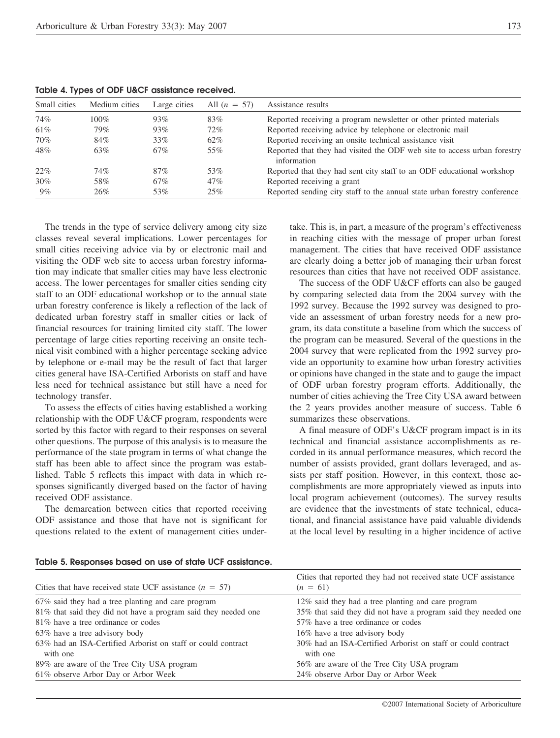**Table 4. Types of ODF U&CF assistance received.**

| Small cities | Medium cities | Large cities | All ($n$ = 57) | Assistance results |
|---|---|---|---|---|
| 74% | 100% | 93% | 83% | Reported receiving a program newsletter or other printed materials |
| 61% | 79% | 93% | 72% | Reported receiving advice by telephone or electronic mail |
| 70% | 84% | 33% | 62% | Reported receiving an onsite technical assistance visit |
| 48% | 63% | 67% | 55% | Reported that they had visited the ODF web site to access urban forestry information |
| 22% | 74% | 87% | 53% | Reported that they had sent city staff to an ODF educational workshop |
| 30% | 58% | 67% | 47% | Reported receiving a grant |
| 9% | 26% | 53% | 25% | Reported sending city staff to the annual state urban forestry conference |

The trends in the type of service delivery among city size classes reveal several implications. Lower percentages for small cities receiving advice via by or electronic mail and visiting the ODF web site to access urban forestry information may indicate that smaller cities may have less electronic access. The lower percentages for smaller cities sending city staff to an ODF educational workshop or to the annual state urban forestry conference is likely a reflection of the lack of dedicated urban forestry staff in smaller cities or lack of financial resources for training limited city staff. The lower percentage of large cities reporting receiving an onsite technical visit combined with a higher percentage seeking advice by telephone or e-mail may be the result of fact that larger cities general have ISA-Certified Arborists on staff and have less need for technical assistance but still have a need for technology transfer.

To assess the effects of cities having established a working relationship with the ODF U&CF program, respondents were sorted by this factor with regard to their responses on several other questions. The purpose of this analysis is to measure the performance of the state program in terms of what change the staff has been able to affect since the program was established. Table 5 reflects this impact with data in which responses significantly diverged based on the factor of having received ODF assistance.

The demarcation between cities that reported receiving ODF assistance and those that have not is significant for questions related to the extent of management cities undertake. This is, in part, a measure of the program's effectiveness in reaching cities with the message of proper urban forest management. The cities that have received ODF assistance are clearly doing a better job of managing their urban forest resources than cities that have not received ODF assistance.

The success of the ODF U&CF efforts can also be gauged by comparing selected data from the 2004 survey with the 1992 survey. Because the 1992 survey was designed to provide an assessment of urban forestry needs for a new program, its data constitute a baseline from which the success of the program can be measured. Several of the questions in the 2004 survey that were replicated from the 1992 survey provide an opportunity to examine how urban forestry activities or opinions have changed in the state and to gauge the impact of ODF urban forestry program efforts. Additionally, the number of cities achieving the Tree City USA award between the 2 years provides another measure of success. Table 6 summarizes these observations.

A final measure of ODF's U&CF program impact is in its technical and financial assistance accomplishments as recorded in its annual performance measures, which record the number of assists provided, grant dollars leveraged, and assists per staff position. However, in this context, those accomplishments are more appropriately viewed as inputs into local program achievement (outcomes). The survey results are evidence that the investments of state technical, educational, and financial assistance have paid valuable dividends at the local level by resulting in a higher incidence of active

**Table 5. Responses based on use of state UCF assistance.**

| Cities that have received state UCF assistance ($n$ = 57) | Cities that reported they had not received state UCF assistance ($n$ = 61) |
|---|---|
| 67% said they had a tree planting and care program | 12% said they had a tree planting and care program |
| 81% that said they did not have a program said they needed one | 35% that said they did not have a program said they needed one |
| 81% have a tree ordinance or codes | 57% have a tree ordinance or codes |
| 63% have a tree advisory body | 16% have a tree advisory body |
| 63% had an ISA-Certified Arborist on staff or could contract with one | 30% had an ISA-Certified Arborist on staff or could contract with one |
| 89% are aware of the Tree City USA program | 56% are aware of the Tree City USA program |
| 61% observe Arbor Day or Arbor Week | 24% observe Arbor Day or Arbor Week |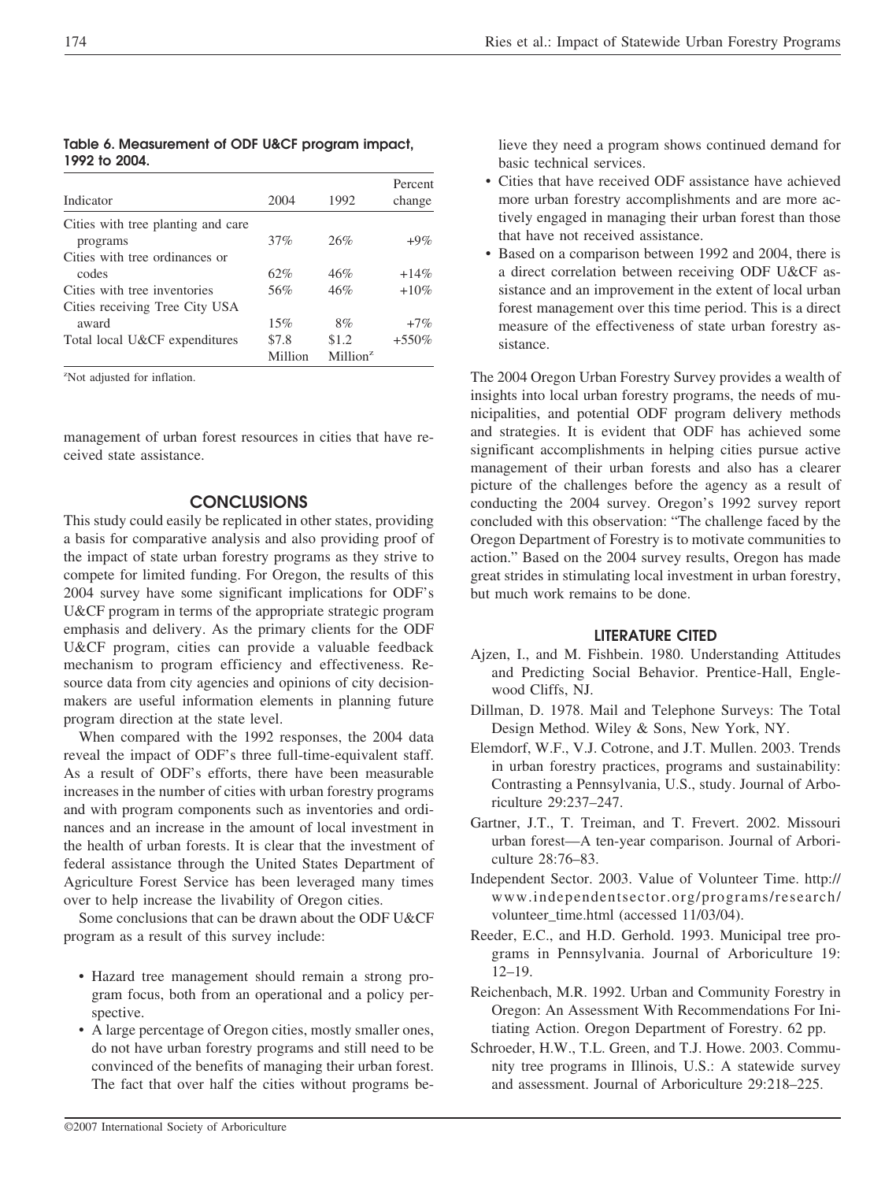**Table 6. Measurement of ODF U&CF program impact, 1992 to 2004.**

| Indicator | 2004 | 1992 | Percent change |
|---|---|---|---|
| Cities with tree planting and care programs | 37% | 26% | +9% |
| Cities with tree ordinances or codes | 62% | 46% | +14% |
| Cities with tree inventories | 56% | 46% | +10% |
| Cities receiving Tree City USA award | 15% | 8% | +7% |
| Total local U&CF expenditures | \$7.8 Million | \$1.2 Million[z] | +550% |

[z]Not adjusted for inflation.

management of urban forest resources in cities that have received state assistance.

## CONCLUSIONS

This study could easily be replicated in other states, providing a basis for comparative analysis and also providing proof of the impact of state urban forestry programs as they strive to compete for limited funding. For Oregon, the results of this 2004 survey have some significant implications for ODF's U&CF program in terms of the appropriate strategic program emphasis and delivery. As the primary clients for the ODF U&CF program, cities can provide a valuable feedback mechanism to program efficiency and effectiveness. Resource data from city agencies and opinions of city decision-makers are useful information elements in planning future program direction at the state level.

When compared with the 1992 responses, the 2004 data reveal the impact of ODF's three full-time-equivalent staff. As a result of ODF's efforts, there have been measurable increases in the number of cities with urban forestry programs and with program components such as inventories and ordinances and an increase in the amount of local investment in the health of urban forests. It is clear that the investment of federal assistance through the United States Department of Agriculture Forest Service has been leveraged many times over to help increase the livability of Oregon cities.

Some conclusions that can be drawn about the ODF U&CF program as a result of this survey include:

- Hazard tree management should remain a strong program focus, both from an operational and a policy perspective.
- A large percentage of Oregon cities, mostly smaller ones, do not have urban forestry programs and still need to be convinced of the benefits of managing their urban forest. The fact that over half the cities without programs believe they need a program shows continued demand for basic technical services.
- Cities that have received ODF assistance have achieved more urban forestry accomplishments and are more actively engaged in managing their urban forest than those that have not received assistance.
- Based on a comparison between 1992 and 2004, there is a direct correlation between receiving ODF U&CF assistance and an improvement in the extent of local urban forest management over this time period. This is a direct measure of the effectiveness of state urban forestry assistance.

The 2004 Oregon Urban Forestry Survey provides a wealth of insights into local urban forestry programs, the needs of municipalities, and potential ODF program delivery methods and strategies. It is evident that ODF has achieved some significant accomplishments in helping cities pursue active management of their urban forests and also has a clearer picture of the challenges before the agency as a result of conducting the 2004 survey. Oregon's 1992 survey report concluded with this observation: "The challenge faced by the Oregon Department of Forestry is to motivate communities to action." Based on the 2004 survey results, Oregon has made great strides in stimulating local investment in urban forestry, but much work remains to be done.

### LITERATURE CITED

Ajzen, I., and M. Fishbein. 1980. Understanding Attitudes and Predicting Social Behavior. Prentice-Hall, Englewood Cliffs, NJ.

Dillman, D. 1978. Mail and Telephone Surveys: The Total Design Method. Wiley & Sons, New York, NY.

Elemdorf, W.F., V.J. Cotrone, and J.T. Mullen. 2003. Trends in urban forestry practices, programs and sustainability: Contrasting a Pennsylvania, U.S., study. Journal of Arboriculture 29:237–247.

Gartner, J.T., T. Treiman, and T. Frevert. 2002. Missouri urban forest—A ten-year comparison. Journal of Arboriculture 28:76–83.

Independent Sector. 2003. Value of Volunteer Time. http://www.independentsector.org/programs/research/volunteer_time.html (accessed 11/03/04).

Reeder, E.C., and H.D. Gerhold. 1993. Municipal tree programs in Pennsylvania. Journal of Arboriculture 19: 12–19.

Reichenbach, M.R. 1992. Urban and Community Forestry in Oregon: An Assessment With Recommendations For Initiating Action. Oregon Department of Forestry. 62 pp.

Schroeder, H.W., T.L. Green, and T.J. Howe. 2003. Community tree programs in Illinois, U.S.: A statewide survey and assessment. Journal of Arboriculture 29:218–225.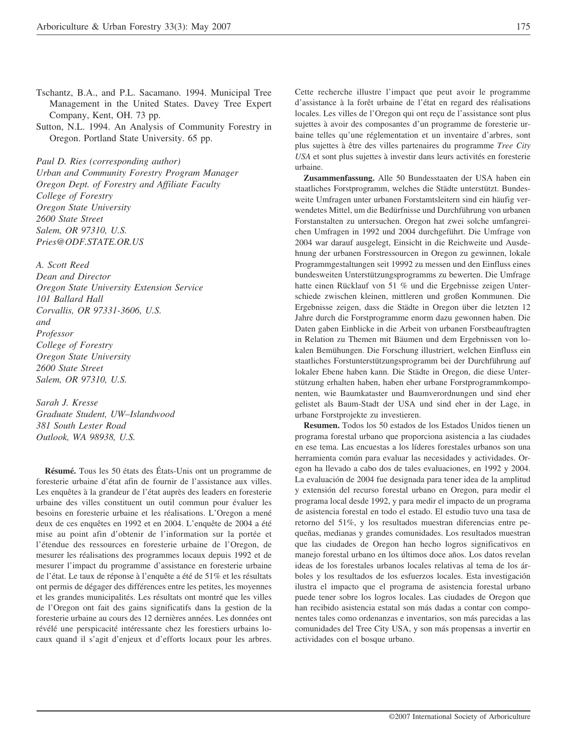Tschantz, B.A., and P.L. Sacamano. 1994. Municipal Tree Management in the United States. Davey Tree Expert Company, Kent, OH. 73 pp.

Sutton, N.L. 1994. An Analysis of Community Forestry in Oregon. Portland State University. 65 pp.

*Paul D. Ries (corresponding author)*
*Urban and Community Forestry Program Manager*
*Oregon Dept. of Forestry and Affiliate Faculty*
*College of Forestry*
*Oregon State University*
*2600 State Street*
*Salem, OR 97310, U.S.*
*Pries@ODF.STATE.OR.US*

*A. Scott Reed*
*Dean and Director*
*Oregon State University Extension Service*
*101 Ballard Hall*
*Corvallis, OR 97331-3606, U.S.*
*and*
*Professor*
*College of Forestry*
*Oregon State University*
*2600 State Street*
*Salem, OR 97310, U.S.*

*Sarah J. Kresse*
*Graduate Student, UW–Islandwood*
*381 South Lester Road*
*Outlook, WA 98938, U.S.*

**Résumé.** Tous les 50 états des États-Unis ont un programme de foresterie urbaine d'état afin de fournir de l'assistance aux villes. Les enquêtes à la grandeur de l'état auprès des leaders en foresterie urbaine des villes constituent un outil commun pour évaluer les besoins en foresterie urbaine et les réalisations. L'Oregon a mené deux de ces enquêtes en 1992 et en 2004. L'enquête de 2004 a été mise au point afin d'obtenir de l'information sur la portée et l'étendue des ressources en foresterie urbaine de l'Oregon, de mesurer les réalisations des programmes locaux depuis 1992 et de mesurer l'impact du programme d'assistance en foresterie urbaine de l'état. Le taux de réponse à l'enquête a été de 51% et les résultats ont permis de dégager des différences entre les petites, les moyennes et les grandes municipalités. Les résultats ont montré que les villes de l'Oregon ont fait des gains significatifs dans la gestion de la foresterie urbaine au cours des 12 dernières années. Les données ont révélé une perspicacité intéressante chez les forestiers urbains locaux quand il s'agit d'enjeux et d'efforts locaux pour les arbres. Cette recherche illustre l'impact que peut avoir le programme d'assistance à la forêt urbaine de l'état en regard des réalisations locales. Les villes de l'Oregon qui ont reçu de l'assistance sont plus sujettes à avoir des composantes d'un programme de foresterie urbaine telles qu'une réglementation et un inventaire d'arbres, sont plus sujettes à être des villes partenaires du programme *Tree City USA* et sont plus sujettes à investir dans leurs activités en foresterie urbaine.

**Zusammenfassung.** Alle 50 Bundesstaaten der USA haben ein staatliches Forstprogramm, welches die Städte unterstützt. Bundesweite Umfragen unter urbanen Forstamtsleitern sind ein häufig verwendetes Mittel, um die Bedürfnisse und Durchführung von urbanen Forstanstalten zu untersuchen. Oregon hat zwei solche umfangreichen Umfragen in 1992 und 2004 durchgeführt. Die Umfrage von 2004 war darauf ausgelegt, Einsicht in die Reichweite und Ausdehnung der urbanen Forstressourcen in Oregon zu gewinnen, lokale Programmgestaltungen seit 19992 zu messen und den Einfluss eines bundesweiten Unterstützungsprogramms zu bewerten. Die Umfrage hatte einen Rücklauf von 51 % und die Ergebnisse zeigen Unterschiede zwischen kleinen, mittleren und großen Kommunen. Die Ergebnisse zeigen, dass die Städte in Oregon über die letzten 12 Jahre durch die Forstprogramme enorm dazu gewonnen haben. Die Daten gaben Einblicke in die Arbeit von urbanen Forstbeauftragten in Relation zu Themen mit Bäumen und dem Ergebnissen von lokalen Bemühungen. Die Forschung illustriert, welchen Einfluss ein staatliches Forstunterstützungsprogramm bei der Durchführung auf lokaler Ebene haben kann. Die Städte in Oregon, die diese Unterstützung erhalten haben, haben eher urbane Forstprogrammkomponenten, wie Baumkataster und Baumverordnungen und sind eher gelistet als Baum-Stadt der USA und sind eher in der Lage, in urbane Forstprojekte zu investieren.

**Resumen.** Todos los 50 estados de los Estados Unidos tienen un programa forestal urbano que proporciona asistencia a las ciudades en ese tema. Las encuestas a los líderes forestales urbanos son una herramienta común para evaluar las necesidades y actividades. Oregon ha llevado a cabo dos de tales evaluaciones, en 1992 y 2004. La evaluación de 2004 fue designada para tener idea de la amplitud y extensión del recurso forestal urbano en Oregon, para medir el programa local desde 1992, y para medir el impacto de un programa de asistencia forestal en todo el estado. El estudio tuvo una tasa de retorno del 51%, y los resultados muestran diferencias entre pequeñas, medianas y grandes comunidades. Los resultados muestran que las ciudades de Oregon han hecho logros significativos en manejo forestal urbano en los últimos doce años. Los datos revelan ideas de los forestales urbanos locales relativas al tema de los árboles y los resultados de los esfuerzos locales. Esta investigación ilustra el impacto que el programa de asistencia forestal urbano puede tener sobre los logros locales. Las ciudades de Oregon que han recibido asistencia estatal son más dadas a contar con componentes tales como ordenanzas e inventarios, son más parecidas a las comunidades del Tree City USA, y son más propensas a invertir en actividades con el bosque urbano.